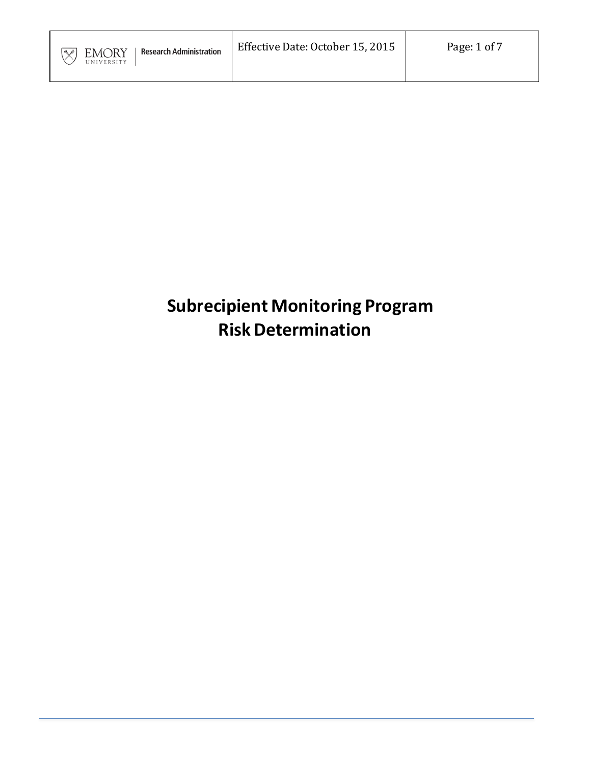# Subrecipient Monitoring Program
# Risk Determination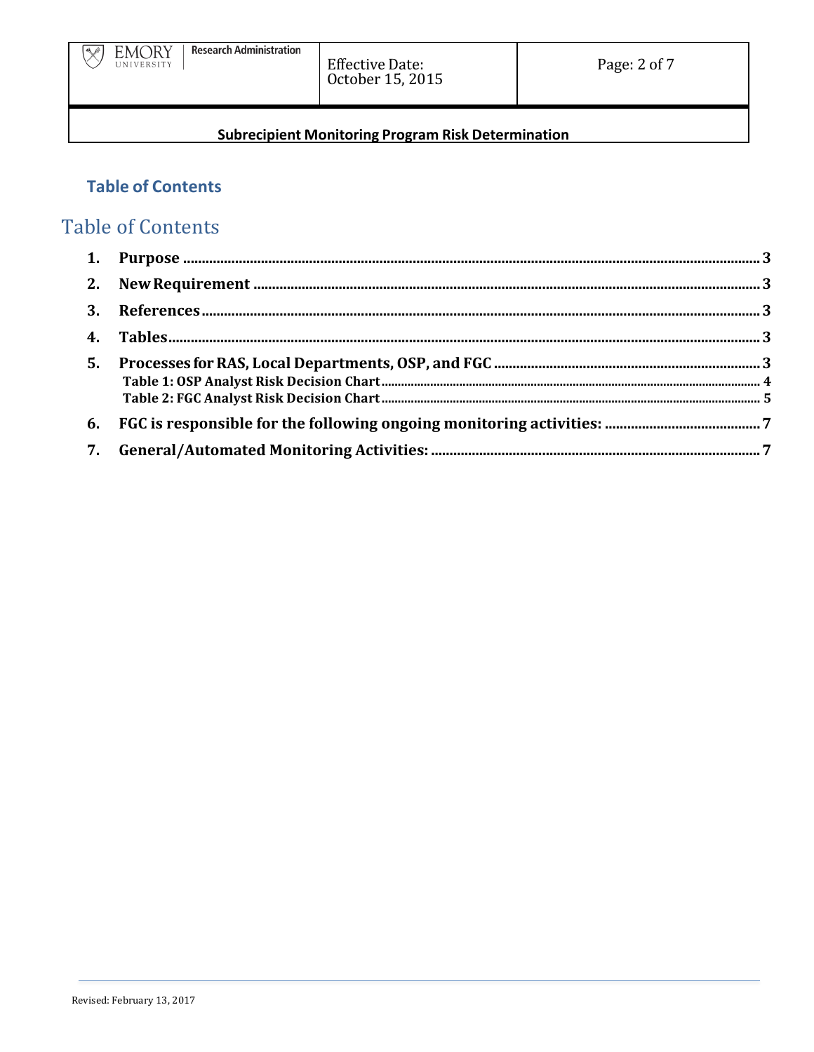## Table of Contents

# Table of Contents

1. **Purpose** .......... 3
2. **New Requirement** .......... 3
3. **References** .......... 3
4. **Tables** .......... 3
5. **Processes for RAS, Local Departments, OSP, and FGC** .......... 3
   - **Table 1: OSP Analyst Risk Decision Chart** .......... 4
   - **Table 2: FGC Analyst Risk Decision Chart** .......... 5
6. **FGC is responsible for the following ongoing monitoring activities:** .......... 7
7. **General/Automated Monitoring Activities:** .......... 7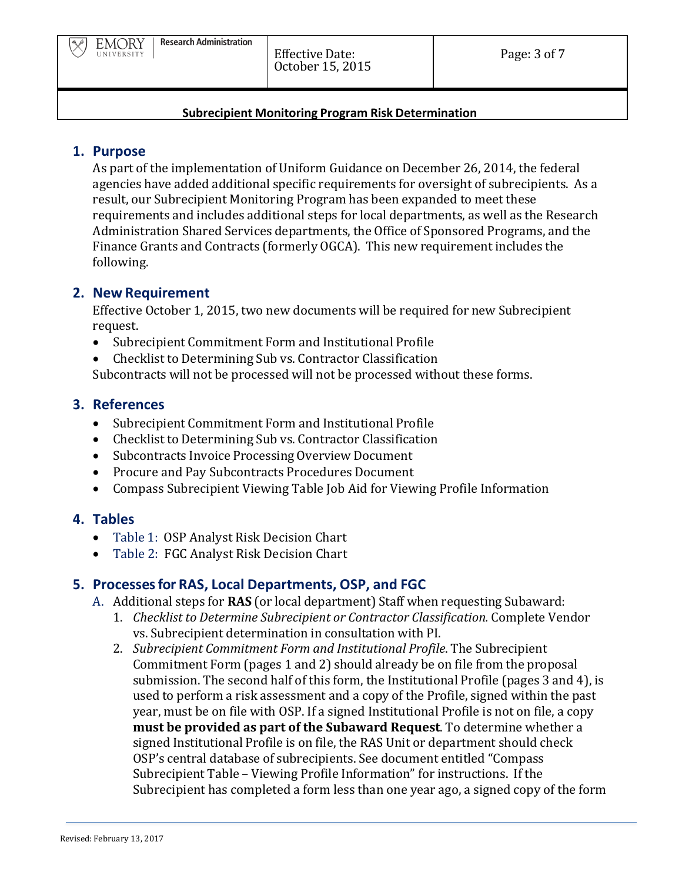## 1. Purpose

As part of the implementation of Uniform Guidance on December 26, 2014, the federal agencies have added additional specific requirements for oversight of subrecipients. As a result, our Subrecipient Monitoring Program has been expanded to meet these requirements and includes additional steps for local departments, as well as the Research Administration Shared Services departments, the Office of Sponsored Programs, and the Finance Grants and Contracts (formerly OGCA). This new requirement includes the following.

## 2. New Requirement

Effective October 1, 2015, two new documents will be required for new Subrecipient request.

- Subrecipient Commitment Form and Institutional Profile
- Checklist to Determining Sub vs. Contractor Classification

Subcontracts will not be processed will not be processed without these forms.

## 3. References

- Subrecipient Commitment Form and Institutional Profile
- Checklist to Determining Sub vs. Contractor Classification
- Subcontracts Invoice Processing Overview Document
- Procure and Pay Subcontracts Procedures Document
- Compass Subrecipient Viewing Table Job Aid for Viewing Profile Information

## 4. Tables

- Table 1: OSP Analyst Risk Decision Chart
- Table 2: FGC Analyst Risk Decision Chart

## 5. Processes for RAS, Local Departments, OSP, and FGC

A. Additional steps for **RAS** (or local department) Staff when requesting Subaward:

1. *Checklist to Determine Subrecipient or Contractor Classification.* Complete Vendor vs. Subrecipient determination in consultation with PI.
2. *Subrecipient Commitment Form and Institutional Profile*. The Subrecipient Commitment Form (pages 1 and 2) should already be on file from the proposal submission. The second half of this form, the Institutional Profile (pages 3 and 4), is used to perform a risk assessment and a copy of the Profile, signed within the past year, must be on file with OSP. If a signed Institutional Profile is not on file, a copy **must be provided as part of the Subaward Request**. To determine whether a signed Institutional Profile is on file, the RAS Unit or department should check OSP's central database of subrecipients. See document entitled "Compass Subrecipient Table – Viewing Profile Information" for instructions. If the Subrecipient has completed a form less than one year ago, a signed copy of the form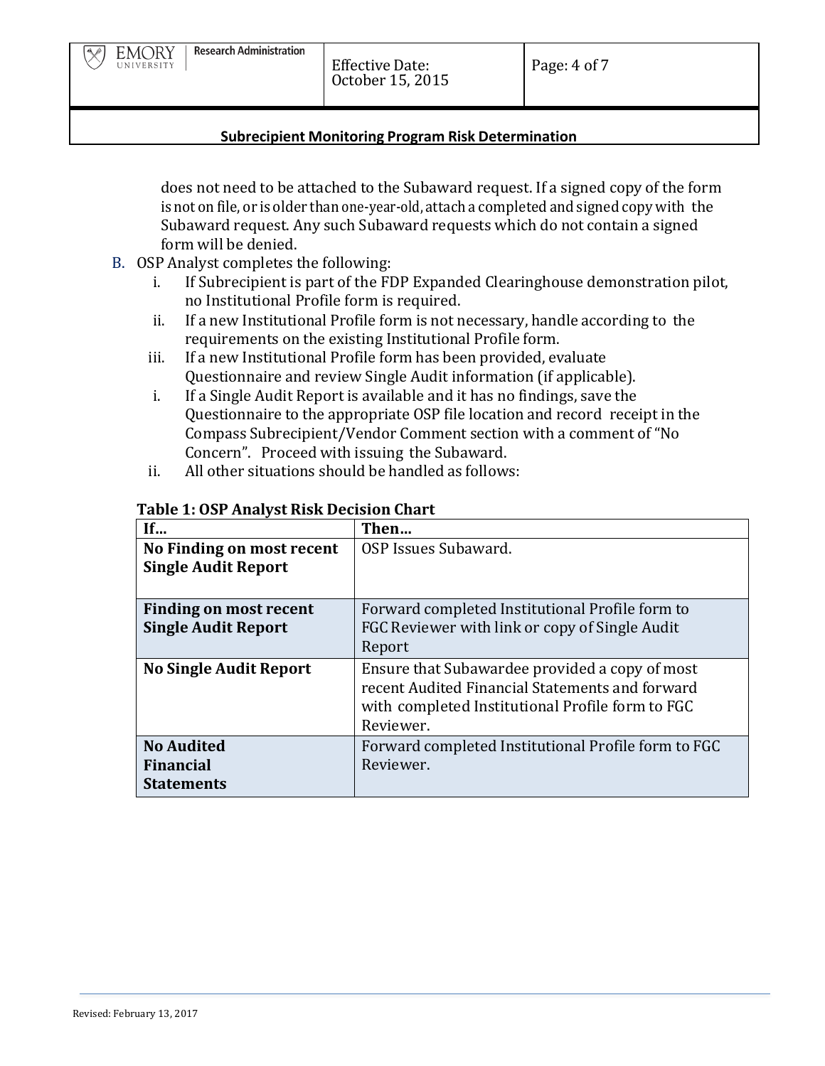does not need to be attached to the Subaward request. If a signed copy of the form is not on file, or is older than one-year-old, attach a completed and signed copy with the Subaward request. Any such Subaward requests which do not contain a signed form will be denied.

B. OSP Analyst completes the following:
   i. If Subrecipient is part of the FDP Expanded Clearinghouse demonstration pilot, no Institutional Profile form is required.
   ii. If a new Institutional Profile form is not necessary, handle according to the requirements on the existing Institutional Profile form.
   iii. If a new Institutional Profile form has been provided, evaluate Questionnaire and review Single Audit information (if applicable).
      i. If a Single Audit Report is available and it has no findings, save the Questionnaire to the appropriate OSP file location and record receipt in the Compass Subrecipient/Vendor Comment section with a comment of "No Concern". Proceed with issuing the Subaward.
      ii. All other situations should be handled as follows:

**Table 1: OSP Analyst Risk Decision Chart**

| **If…** | **Then…** |
|---|---|
| **No Finding on most recent Single Audit Report** | OSP Issues Subaward. |
| **Finding on most recent Single Audit Report** | Forward completed Institutional Profile form to FGC Reviewer with link or copy of Single Audit Report |
| **No Single Audit Report** | Ensure that Subawardee provided a copy of most recent Audited Financial Statements and forward with completed Institutional Profile form to FGC Reviewer. |
| **No Audited Financial Statements** | Forward completed Institutional Profile form to FGC Reviewer. |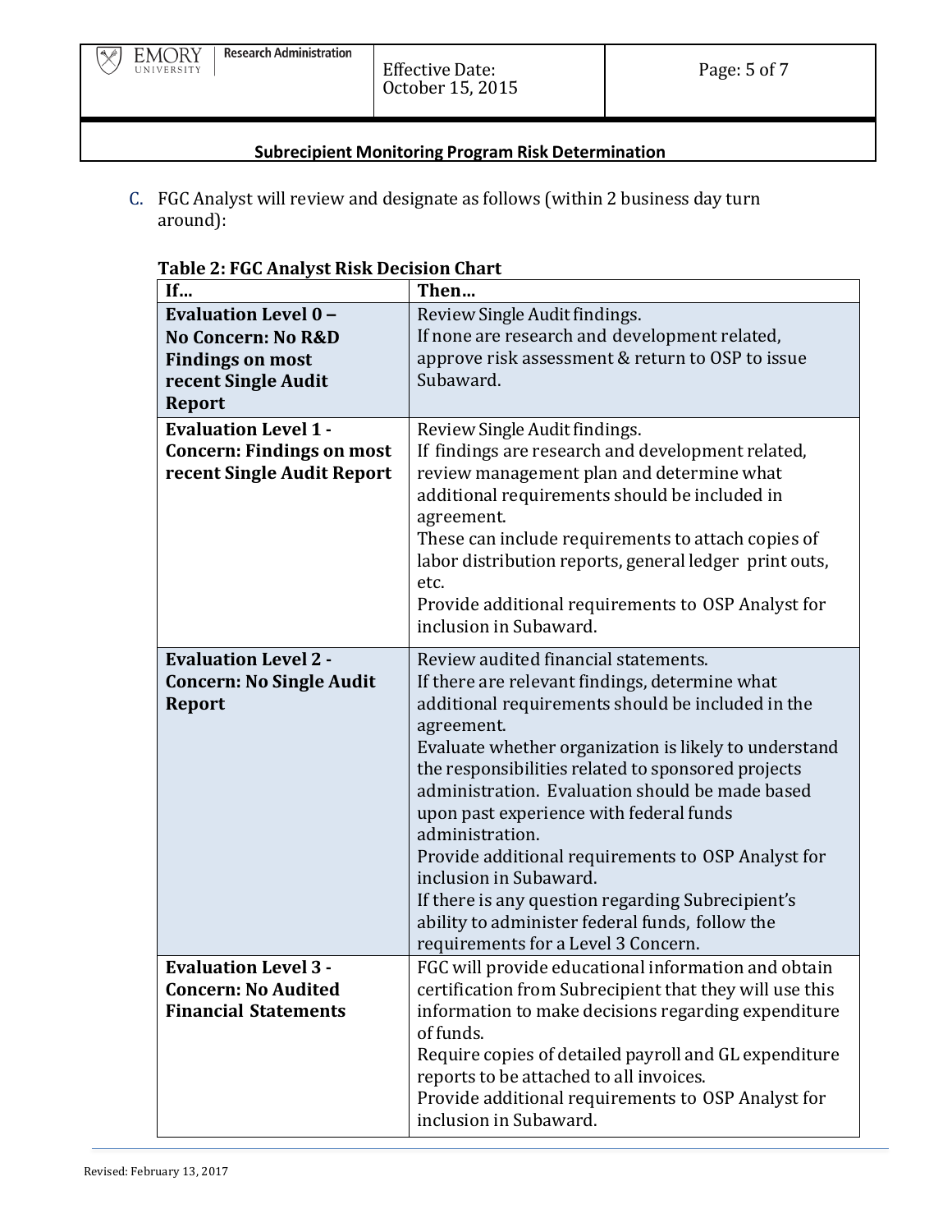C. FGC Analyst will review and designate as follows (within 2 business day turn around):

**Table 2: FGC Analyst Risk Decision Chart**

| If… | Then… |
| --- | --- |
| **Evaluation Level 0 – No Concern: No R&D Findings on most recent Single Audit Report** | Review Single Audit findings.<br>If none are research and development related, approve risk assessment & return to OSP to issue Subaward. |
| **Evaluation Level 1 - Concern: Findings on most recent Single Audit Report** | Review Single Audit findings.<br>If findings are research and development related, review management plan and determine what additional requirements should be included in agreement.<br>These can include requirements to attach copies of labor distribution reports, general ledger print outs, etc.<br>Provide additional requirements to OSP Analyst for inclusion in Subaward. |
| **Evaluation Level 2 - Concern: No Single Audit Report** | Review audited financial statements.<br>If there are relevant findings, determine what additional requirements should be included in the agreement.<br>Evaluate whether organization is likely to understand the responsibilities related to sponsored projects administration. Evaluation should be made based upon past experience with federal funds administration.<br>Provide additional requirements to OSP Analyst for inclusion in Subaward.<br>If there is any question regarding Subrecipient's ability to administer federal funds, follow the requirements for a Level 3 Concern. |
| **Evaluation Level 3 - Concern: No Audited Financial Statements** | FGC will provide educational information and obtain certification from Subrecipient that they will use this information to make decisions regarding expenditure of funds.<br>Require copies of detailed payroll and GL expenditure reports to be attached to all invoices.<br>Provide additional requirements to OSP Analyst for inclusion in Subaward. |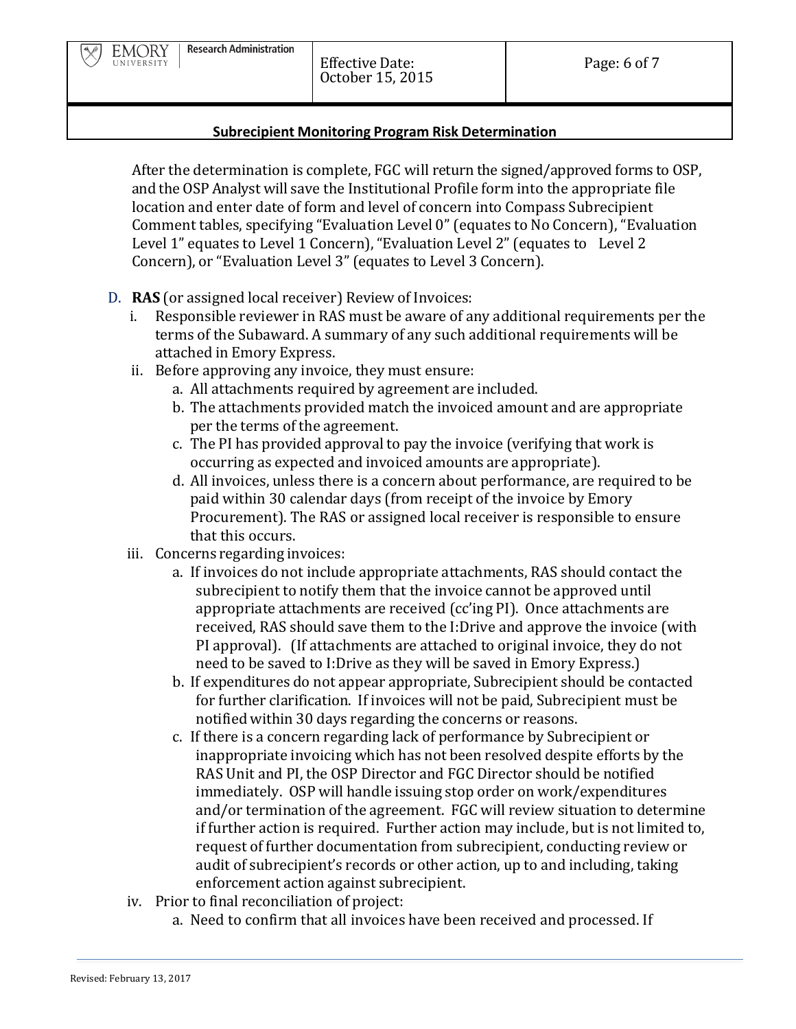After the determination is complete, FGC will return the signed/approved forms to OSP, and the OSP Analyst will save the Institutional Profile form into the appropriate file location and enter date of form and level of concern into Compass Subrecipient Comment tables, specifying "Evaluation Level 0" (equates to No Concern), "Evaluation Level 1" equates to Level 1 Concern), "Evaluation Level 2" (equates to Level 2 Concern), or "Evaluation Level 3" (equates to Level 3 Concern).

D. **RAS** (or assigned local receiver) Review of Invoices:
   i. Responsible reviewer in RAS must be aware of any additional requirements per the terms of the Subaward. A summary of any such additional requirements will be attached in Emory Express.
   ii. Before approving any invoice, they must ensure:
      a. All attachments required by agreement are included.
      b. The attachments provided match the invoiced amount and are appropriate per the terms of the agreement.
      c. The PI has provided approval to pay the invoice (verifying that work is occurring as expected and invoiced amounts are appropriate).
      d. All invoices, unless there is a concern about performance, are required to be paid within 30 calendar days (from receipt of the invoice by Emory Procurement). The RAS or assigned local receiver is responsible to ensure that this occurs.
   iii. Concerns regarding invoices:
      a. If invoices do not include appropriate attachments, RAS should contact the subrecipient to notify them that the invoice cannot be approved until appropriate attachments are received (cc'ing PI). Once attachments are received, RAS should save them to the I:Drive and approve the invoice (with PI approval). (If attachments are attached to original invoice, they do not need to be saved to I:Drive as they will be saved in Emory Express.)
      b. If expenditures do not appear appropriate, Subrecipient should be contacted for further clarification. If invoices will not be paid, Subrecipient must be notified within 30 days regarding the concerns or reasons.
      c. If there is a concern regarding lack of performance by Subrecipient or inappropriate invoicing which has not been resolved despite efforts by the RAS Unit and PI, the OSP Director and FGC Director should be notified immediately. OSP will handle issuing stop order on work/expenditures and/or termination of the agreement. FGC will review situation to determine if further action is required. Further action may include, but is not limited to, request of further documentation from subrecipient, conducting review or audit of subrecipient's records or other action, up to and including, taking enforcement action against subrecipient.
   iv. Prior to final reconciliation of project:
      a. Need to confirm that all invoices have been received and processed. If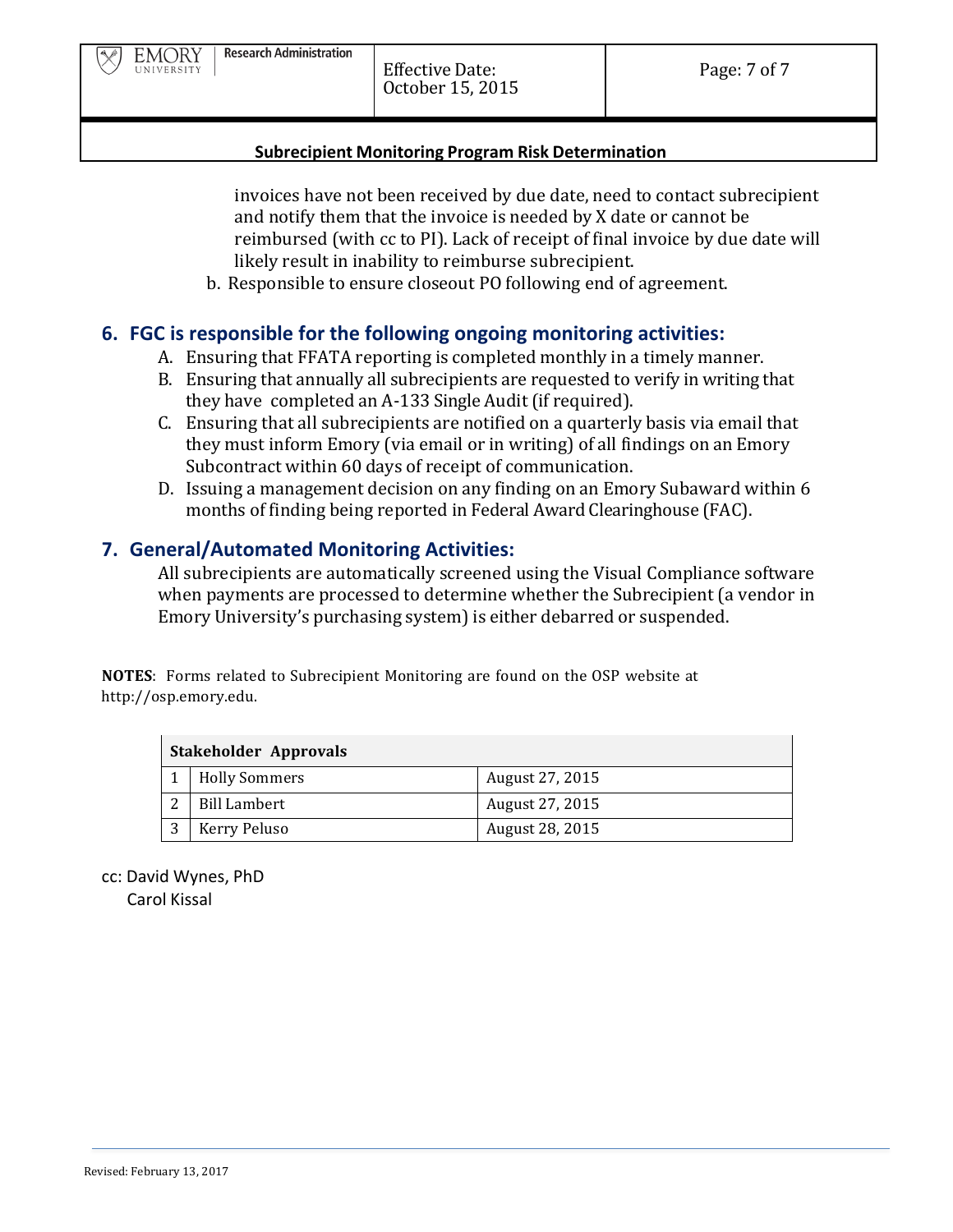invoices have not been received by due date, need to contact subrecipient and notify them that the invoice is needed by X date or cannot be reimbursed (with cc to PI). Lack of receipt of final invoice by due date will likely result in inability to reimburse subrecipient.

b. Responsible to ensure closeout PO following end of agreement.

## 6. FGC is responsible for the following ongoing monitoring activities:

A. Ensuring that FFATA reporting is completed monthly in a timely manner.
B. Ensuring that annually all subrecipients are requested to verify in writing that they have completed an A-133 Single Audit (if required).
C. Ensuring that all subrecipients are notified on a quarterly basis via email that they must inform Emory (via email or in writing) of all findings on an Emory Subcontract within 60 days of receipt of communication.
D. Issuing a management decision on any finding on an Emory Subaward within 6 months of finding being reported in Federal Award Clearinghouse (FAC).

## 7. General/Automated Monitoring Activities:

All subrecipients are automatically screened using the Visual Compliance software when payments are processed to determine whether the Subrecipient (a vendor in Emory University's purchasing system) is either debarred or suspended.

**NOTES**: Forms related to Subrecipient Monitoring are found on the OSP website at http://osp.emory.edu.

| Stakeholder Approvals | | |
|---|---|---|
| 1 | Holly Sommers | August 27, 2015 |
| 2 | Bill Lambert | August 27, 2015 |
| 3 | Kerry Peluso | August 28, 2015 |

cc: David Wynes, PhD
Carol Kissal

Revised: February 13, 2017